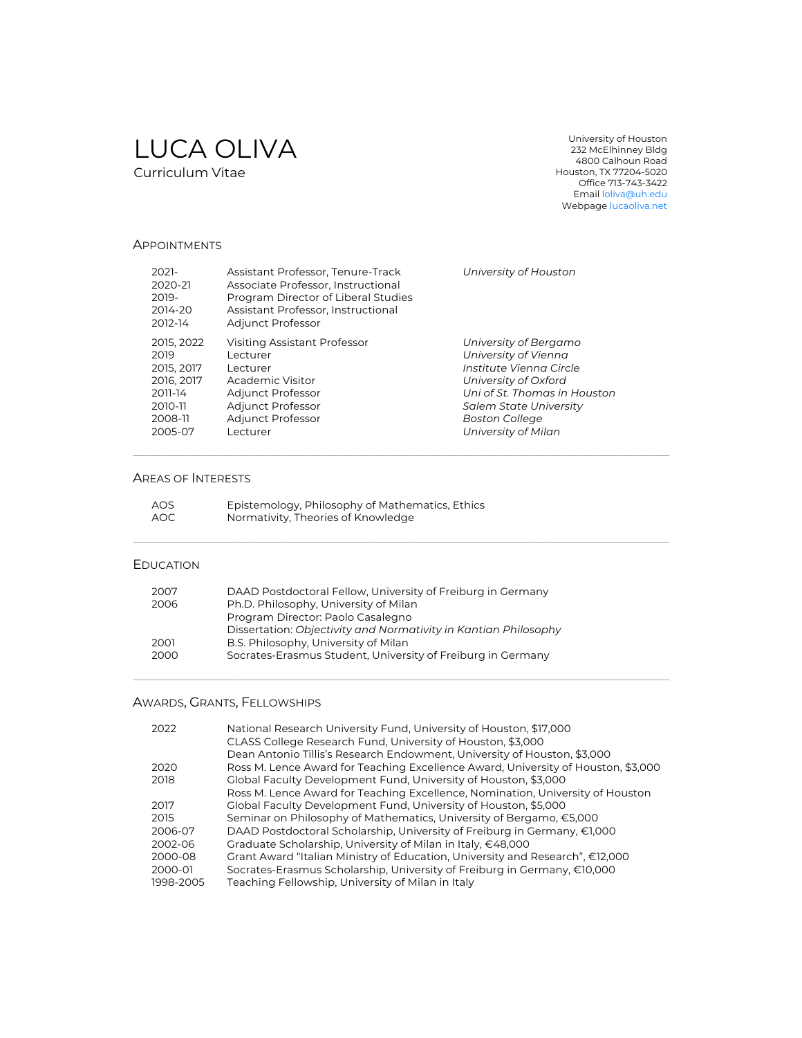# LUCA OLIVA

Curriculum Vitae

University of Houston
232 McElhinney Bldg
4800 Calhoun Road
Houston, TX 77204-5020
Office 713-743-3422
Email loliva@uh.edu
Webpage lucaoliva.net

## APPOINTMENTS

| | | |
|---|---|---|
| 2021- | Assistant Professor, Tenure-Track | *University of Houston* |
| 2020-21 | Associate Professor, Instructional | |
| 2019- | Program Director of Liberal Studies | |
| 2014-20 | Assistant Professor, Instructional | |
| 2012-14 | Adjunct Professor | |
| 2015, 2022 | Visiting Assistant Professor | *University of Bergamo* |
| 2019 | Lecturer | *University of Vienna* |
| 2015, 2017 | Lecturer | *Institute Vienna Circle* |
| 2016, 2017 | Academic Visitor | *University of Oxford* |
| 2011-14 | Adjunct Professor | *Uni of St. Thomas in Houston* |
| 2010-11 | Adjunct Professor | *Salem State University* |
| 2008-11 | Adjunct Professor | *Boston College* |
| 2005-07 | Lecturer | *University of Milan* |

## AREAS OF INTERESTS

| | |
|---|---|
| AOS | Epistemology, Philosophy of Mathematics, Ethics |
| AOC | Normativity, Theories of Knowledge |

## EDUCATION

| | |
|---|---|
| 2007 | DAAD Postdoctoral Fellow, University of Freiburg in Germany |
| 2006 | Ph.D. Philosophy, University of Milan |
| | Program Director: Paolo Casalegno |
| | Dissertation: *Objectivity and Normativity in Kantian Philosophy* |
| 2001 | B.S. Philosophy, University of Milan |
| 2000 | Socrates-Erasmus Student, University of Freiburg in Germany |

## AWARDS, GRANTS, FELLOWSHIPS

| | |
|---|---|
| 2022 | National Research University Fund, University of Houston, $17,000 |
| | CLASS College Research Fund, University of Houston, $3,000 |
| | Dean Antonio Tillis's Research Endowment, University of Houston, $3,000 |
| 2020 | Ross M. Lence Award for Teaching Excellence Award, University of Houston, $3,000 |
| 2018 | Global Faculty Development Fund, University of Houston, $3,000 |
| | Ross M. Lence Award for Teaching Excellence, Nomination, University of Houston |
| 2017 | Global Faculty Development Fund, University of Houston, $5,000 |
| 2015 | Seminar on Philosophy of Mathematics, University of Bergamo, €5,000 |
| 2006-07 | DAAD Postdoctoral Scholarship, University of Freiburg in Germany, €1,000 |
| 2002-06 | Graduate Scholarship, University of Milan in Italy, €48,000 |
| 2000-08 | Grant Award "Italian Ministry of Education, University and Research", €12,000 |
| 2000-01 | Socrates-Erasmus Scholarship, University of Freiburg in Germany, €10,000 |
| 1998-2005 | Teaching Fellowship, University of Milan in Italy |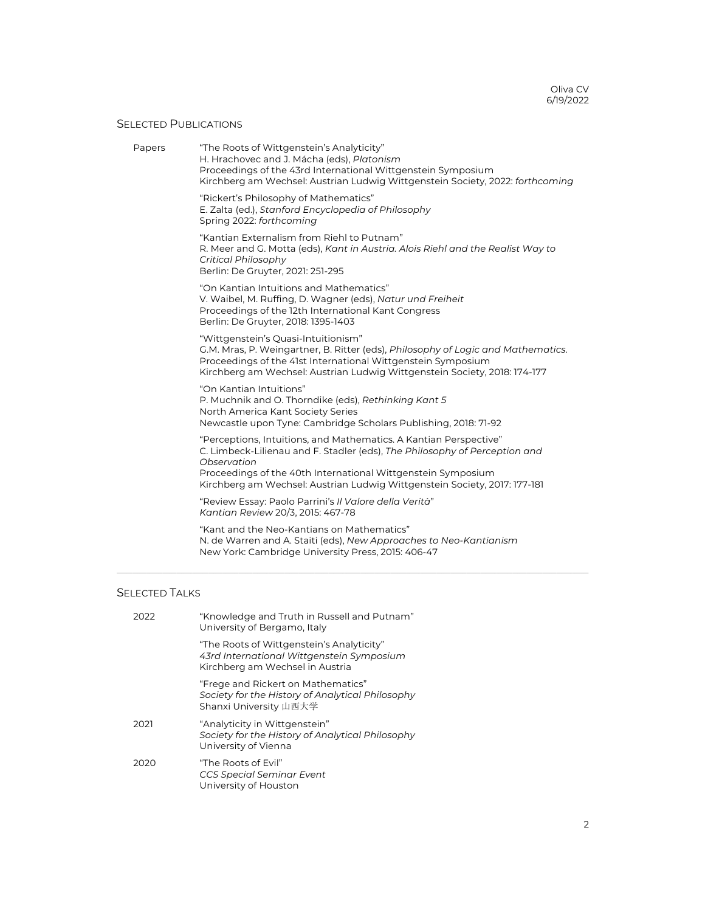## Selected Publications

**Papers**

"The Roots of Wittgenstein's Analyticity"
H. Hrachovec and J. Mácha (eds), *Platonism*
Proceedings of the 43rd International Wittgenstein Symposium
Kirchberg am Wechsel: Austrian Ludwig Wittgenstein Society, 2022: *forthcoming*

"Rickert's Philosophy of Mathematics"
E. Zalta (ed.), *Stanford Encyclopedia of Philosophy*
Spring 2022: *forthcoming*

"Kantian Externalism from Riehl to Putnam"
R. Meer and G. Motta (eds), *Kant in Austria. Alois Riehl and the Realist Way to Critical Philosophy*
Berlin: De Gruyter, 2021: 251-295

"On Kantian Intuitions and Mathematics"
V. Waibel, M. Ruffing, D. Wagner (eds), *Natur und Freiheit*
Proceedings of the 12th International Kant Congress
Berlin: De Gruyter, 2018: 1395-1403

"Wittgenstein's Quasi-Intuitionism"
G.M. Mras, P. Weingartner, B. Ritter (eds), *Philosophy of Logic and Mathematics*.
Proceedings of the 41st International Wittgenstein Symposium
Kirchberg am Wechsel: Austrian Ludwig Wittgenstein Society, 2018: 174-177

"On Kantian Intuitions"
P. Muchnik and O. Thorndike (eds), *Rethinking Kant 5*
North America Kant Society Series
Newcastle upon Tyne: Cambridge Scholars Publishing, 2018: 71-92

"Perceptions, Intuitions, and Mathematics. A Kantian Perspective"
C. Limbeck-Lilienau and F. Stadler (eds), *The Philosophy of Perception and Observation*
Proceedings of the 40th International Wittgenstein Symposium
Kirchberg am Wechsel: Austrian Ludwig Wittgenstein Society, 2017: 177-181

"Review Essay: Paolo Parrini's *Il Valore della Verità*"
*Kantian Review* 20/3, 2015: 467-78

"Kant and the Neo-Kantians on Mathematics"
N. de Warren and A. Staiti (eds), *New Approaches to Neo-Kantianism*
New York: Cambridge University Press, 2015: 406-47

---

## Selected Talks

**2022**

"Knowledge and Truth in Russell and Putnam"
University of Bergamo, Italy

"The Roots of Wittgenstein's Analyticity"
*43rd International Wittgenstein Symposium*
Kirchberg am Wechsel in Austria

"Frege and Rickert on Mathematics"
*Society for the History of Analytical Philosophy*
Shanxi University 山西大学

**2021**

"Analyticity in Wittgenstein"
*Society for the History of Analytical Philosophy*
University of Vienna

**2020**

"The Roots of Evil"
*CCS Special Seminar Event*
University of Houston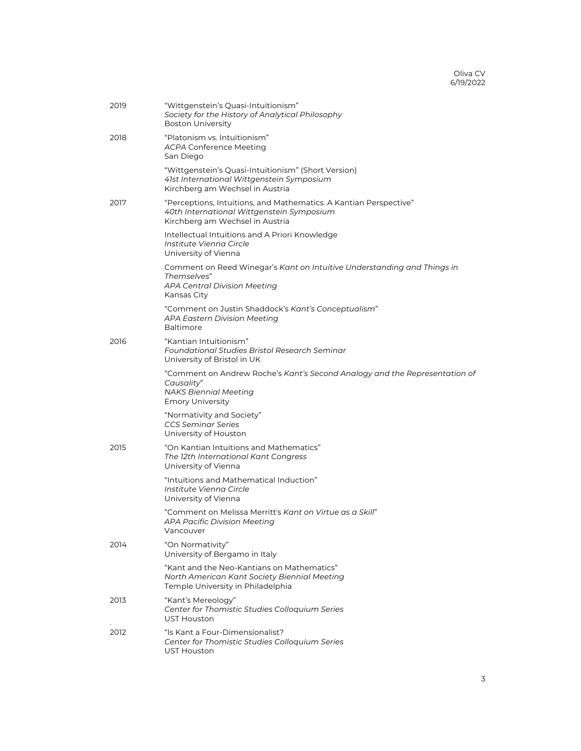2019 "Wittgenstein's Quasi-Intuitionism"
*Society for the History of Analytical Philosophy*
Boston University

2018 "Platonism vs. Intuitionism"
*ACPA* Conference Meeting
San Diego

"Wittgenstein's Quasi-Intuitionism" (Short Version)
*41st International Wittgenstein Symposium*
Kirchberg am Wechsel in Austria

2017 "Perceptions, Intuitions, and Mathematics. A Kantian Perspective"
*40th International Wittgenstein Symposium*
Kirchberg am Wechsel in Austria

Intellectual Intuitions and A Priori Knowledge
*Institute Vienna Circle*
University of Vienna

Comment on Reed Winegar's *Kant on Intuitive Understanding and Things in Themselves*"
*APA Central Division Meeting*
Kansas City

"Comment on Justin Shaddock's *Kant's Conceptualism*"
*APA Eastern Division Meeting*
Baltimore

2016 "Kantian Intuitionism"
*Foundational Studies Bristol Research Seminar*
University of Bristol in UK

"Comment on Andrew Roche's *Kant's Second Analogy and the Representation of Causality*"
*NAKS Biennial Meeting*
Emory University

"Normativity and Society"
*CCS Seminar Series*
University of Houston

2015 "On Kantian Intuitions and Mathematics"
*The 12th International Kant Congress*
University of Vienna

"Intuitions and Mathematical Induction"
*Institute Vienna Circle*
University of Vienna

"Comment on Melissa Merritt's *Kant on Virtue as a Skill*"
*APA Pacific Division Meeting*
Vancouver

2014 "On Normativity"
University of Bergamo in Italy

"Kant and the Neo-Kantians on Mathematics"
*North American Kant Society Biennial Meeting*
Temple University in Philadelphia

2013 "Kant's Mereology"
*Center for Thomistic Studies Colloquium Series*
UST Houston

2012 "Is Kant a Four-Dimensionalist?
*Center for Thomistic Studies Colloquium Series*
UST Houston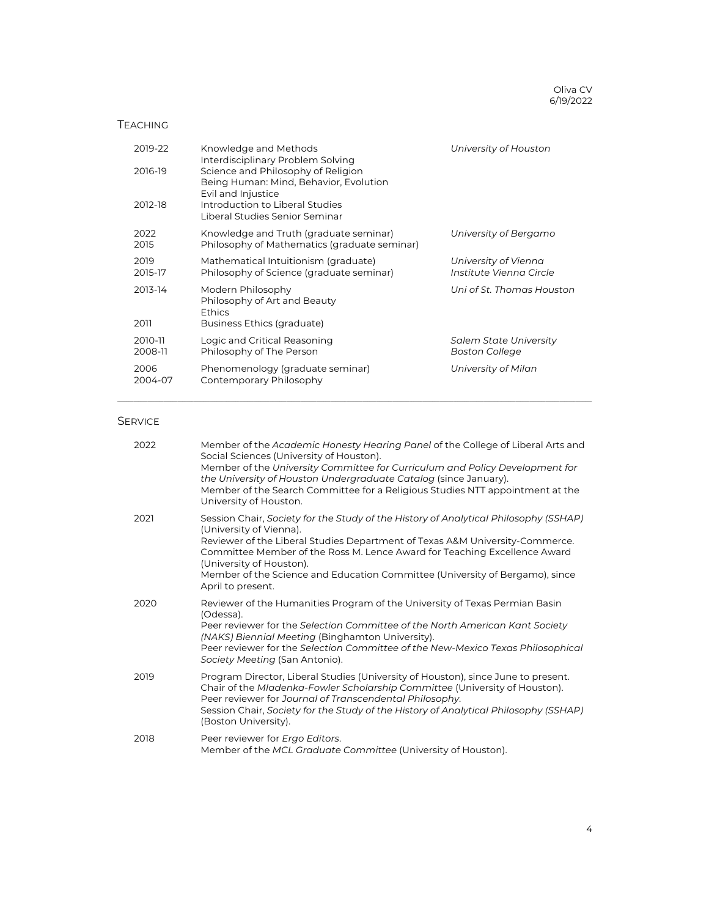## Teaching

| | | |
|---|---|---|
| 2019-22 | Knowledge and Methods<br>Interdisciplinary Problem Solving | *University of Houston* |
| 2016-19 | Science and Philosophy of Religion<br>Being Human: Mind, Behavior, Evolution<br>Evil and Injustice | |
| 2012-18 | Introduction to Liberal Studies<br>Liberal Studies Senior Seminar | |
| 2022<br>2015 | Knowledge and Truth (graduate seminar)<br>Philosophy of Mathematics (graduate seminar) | *University of Bergamo* |
| 2019<br>2015-17 | Mathematical Intuitionism (graduate)<br>Philosophy of Science (graduate seminar) | *University of Vienna*<br>*Institute Vienna Circle* |
| 2013-14 | Modern Philosophy<br>Philosophy of Art and Beauty<br>Ethics | *Uni of St. Thomas Houston* |
| 2011 | Business Ethics (graduate) | |
| 2010-11<br>2008-11 | Logic and Critical Reasoning<br>Philosophy of The Person | *Salem State University*<br>*Boston College* |
| 2006<br>2004-07 | Phenomenology (graduate seminar)<br>Contemporary Philosophy | *University of Milan* |

---

## Service

**2022**

Member of the *Academic Honesty Hearing Panel* of the College of Liberal Arts and Social Sciences (University of Houston).
Member of the *University Committee for Curriculum and Policy Development for the University of Houston Undergraduate Catalog* (since January).
Member of the Search Committee for a Religious Studies NTT appointment at the University of Houston.

**2021**

Session Chair, *Society for the Study of the History of Analytical Philosophy (SSHAP)* (University of Vienna).
Reviewer of the Liberal Studies Department of Texas A&M University-Commerce.
Committee Member of the Ross M. Lence Award for Teaching Excellence Award (University of Houston).
Member of the Science and Education Committee (University of Bergamo), since April to present.

**2020**

Reviewer of the Humanities Program of the University of Texas Permian Basin (Odessa).
Peer reviewer for the *Selection Committee of the North American Kant Society (NAKS) Biennial Meeting* (Binghamton University).
Peer reviewer for the *Selection Committee of the New-Mexico Texas Philosophical Society Meeting* (San Antonio).

**2019**

Program Director, Liberal Studies (University of Houston), since June to present.
Chair of the *Mladenka-Fowler Scholarship Committee* (University of Houston).
Peer reviewer for *Journal of Transcendental Philosophy*.
Session Chair, *Society for the Study of the History of Analytical Philosophy (SSHAP)* (Boston University).

**2018**

Peer reviewer for *Ergo Editors*.
Member of the *MCL Graduate Committee* (University of Houston).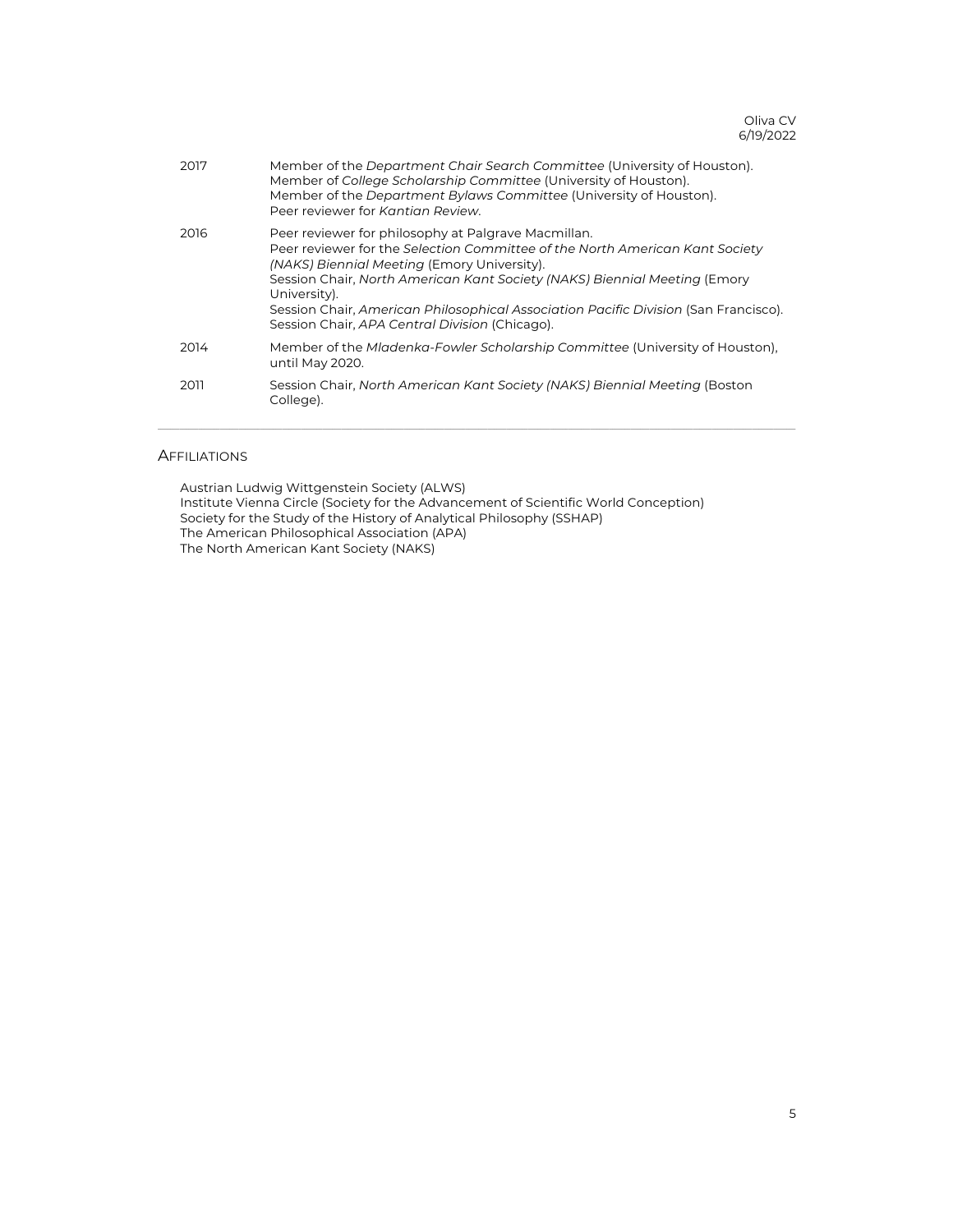| | |
|---|---|
| 2017 | Member of the *Department Chair Search Committee* (University of Houston).<br>Member of *College Scholarship Committee* (University of Houston).<br>Member of the *Department Bylaws Committee* (University of Houston).<br>Peer reviewer for *Kantian Review*. |
| 2016 | Peer reviewer for philosophy at Palgrave Macmillan.<br>Peer reviewer for the *Selection Committee of the North American Kant Society (NAKS) Biennial Meeting* (Emory University).<br>Session Chair, *North American Kant Society (NAKS) Biennial Meeting* (Emory University).<br>Session Chair, *American Philosophical Association Pacific Division* (San Francisco).<br>Session Chair, *APA Central Division* (Chicago). |
| 2014 | Member of the *Mladenka-Fowler Scholarship Committee* (University of Houston), until May 2020. |
| 2011 | Session Chair, *North American Kant Society (NAKS) Biennial Meeting* (Boston College). |

---

## AFFILIATIONS

Austrian Ludwig Wittgenstein Society (ALWS)
Institute Vienna Circle (Society for the Advancement of Scientific World Conception)
Society for the Study of the History of Analytical Philosophy (SSHAP)
The American Philosophical Association (APA)
The North American Kant Society (NAKS)